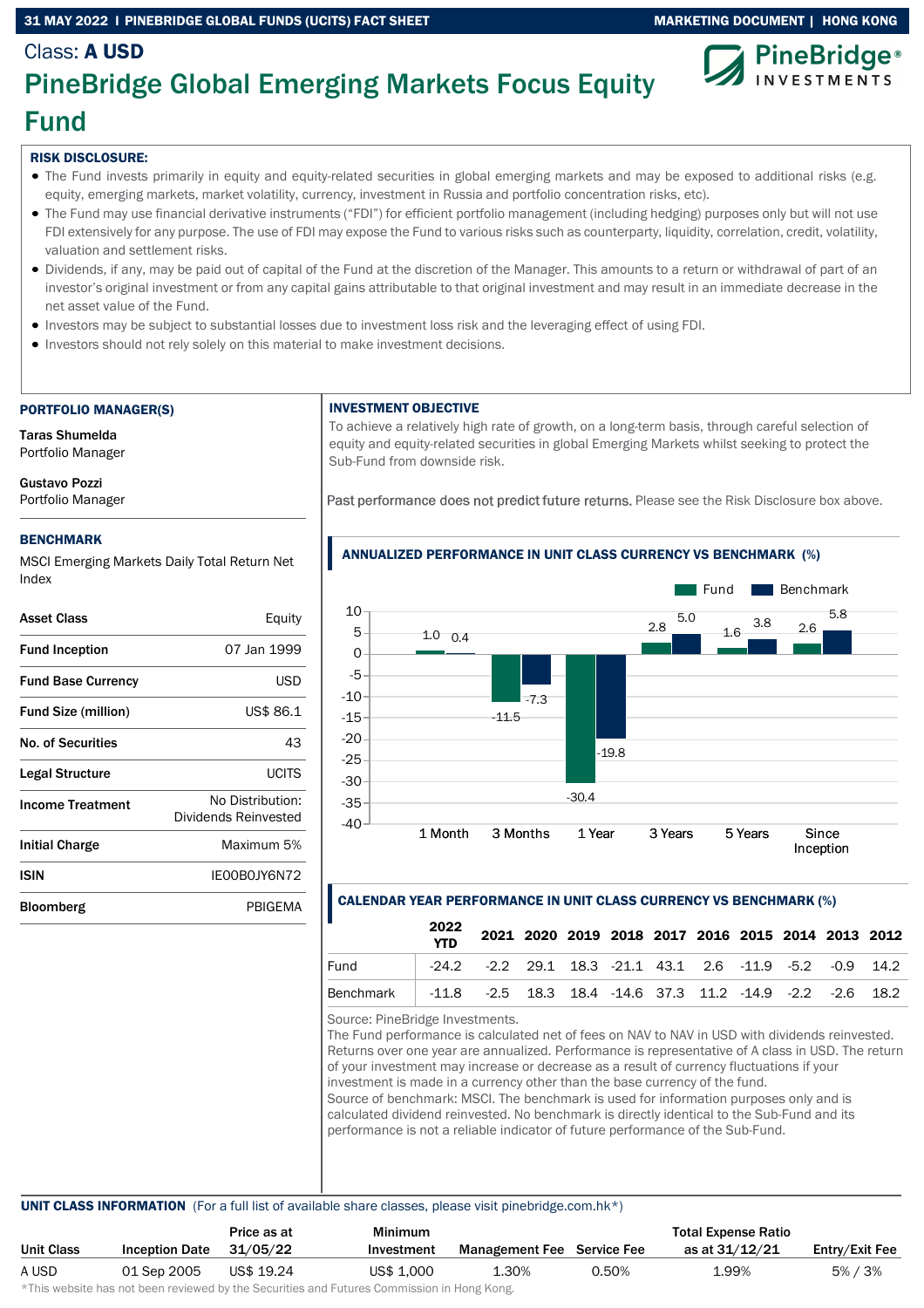Class: **A USD**

# PineBridge Global Emerging Markets Focus Equity Fund

### RISK DISCLOSURE:

- The Fund invests primarily in equity and equity-related securities in global emerging markets and may be exposed to additional risks (e.g. equity, emerging markets, market volatility, currency, investment in Russia and portfolio concentration risks, etc).
- The Fund may use financial derivative instruments ("FDI") for efficient portfolio management (including hedging) purposes only but will not use FDI extensively for any purpose. The use of FDI may expose the Fund to various risks such as counterparty, liquidity, correlation, credit, volatility, valuation and settlement risks.
- Dividends, if any, may be paid out of capital of the Fund at the discretion of the Manager. This amounts to a return or withdrawal of part of an investor's original investment or from any capital gains attributable to that original investment and may result in an immediate decrease in the net asset value of the Fund.
- Investors may be subject to substantial losses due to investment loss risk and the leveraging effect of using FDI.
- Investors should not rely solely on this material to make investment decisions.

### PORTFOLIO MANAGER(S)

**Taras Shumelda**
Portfolio Manager

**Gustavo Pozzi**
Portfolio Manager

### BENCHMARK

MSCI Emerging Markets Daily Total Return Net Index

| | |
|---|---|
| **Asset Class** | Equity |
| **Fund Inception** | 07 Jan 1999 |
| **Fund Base Currency** | USD |
| **Fund Size (million)** | US$ 86.1 |
| **No. of Securities** | 43 |
| **Legal Structure** | UCITS |
| **Income Treatment** | No Distribution: Dividends Reinvested |
| **Initial Charge** | Maximum 5% |
| **ISIN** | IE00B0JY6N72 |
| **Bloomberg** | PBIGEMA |

### INVESTMENT OBJECTIVE

To achieve a relatively high rate of growth, on a long-term basis, through careful selection of equity and equity-related securities in global Emerging Markets whilst seeking to protect the Sub-Fund from downside risk.

Past performance does not predict future returns. Please see the Risk Disclosure box above.

### ANNUALIZED PERFORMANCE IN UNIT CLASS CURRENCY VS BENCHMARK (%)

| | 1 Month | 3 Months | 1 Year | 3 Years | 5 Years | Since Inception |
|---|---|---|---|---|---|---|
| Fund | 1.0 | -11.5 | -30.4 | 2.8 | 1.6 | 2.6 |
| Benchmark | 0.4 | -7.3 | -19.8 | 5.0 | 3.8 | 5.8 |

### CALENDAR YEAR PERFORMANCE IN UNIT CLASS CURRENCY VS BENCHMARK (%)

| | 2022 YTD | 2021 | 2020 | 2019 | 2018 | 2017 | 2016 | 2015 | 2014 | 2013 | 2012 |
|---|---|---|---|---|---|---|---|---|---|---|---|
| Fund | -24.2 | -2.2 | 29.1 | 18.3 | -21.1 | 43.1 | 2.6 | -11.9 | -5.2 | -0.9 | 14.2 |
| Benchmark | -11.8 | -2.5 | 18.3 | 18.4 | -14.6 | 37.3 | 11.2 | -14.9 | -2.2 | -2.6 | 18.2 |

Source: PineBridge Investments.
The Fund performance is calculated net of fees on NAV to NAV in USD with dividends reinvested. Returns over one year are annualized. Performance is representative of A class in USD. The return of your investment may increase or decrease as a result of currency fluctuations if your investment is made in a currency other than the base currency of the fund.
Source of benchmark: MSCI. The benchmark is used for information purposes only and is calculated dividend reinvested. No benchmark is directly identical to the Sub-Fund and its performance is not a reliable indicator of future performance of the Sub-Fund.

### UNIT CLASS INFORMATION (For a full list of available share classes, please visit pinebridge.com.hk*)

| Unit Class | Inception Date | Price as at 31/05/22 | Minimum Investment | Management Fee | Service Fee | Total Expense Ratio as at 31/12/21 | Entry/Exit Fee |
|---|---|---|---|---|---|---|---|
| A USD | 01 Sep 2005 | US$ 19.24 | US$ 1,000 | 1.30% | 0.50% | 1.99% | 5% / 3% |

*This website has not been reviewed by the Securities and Futures Commission in Hong Kong.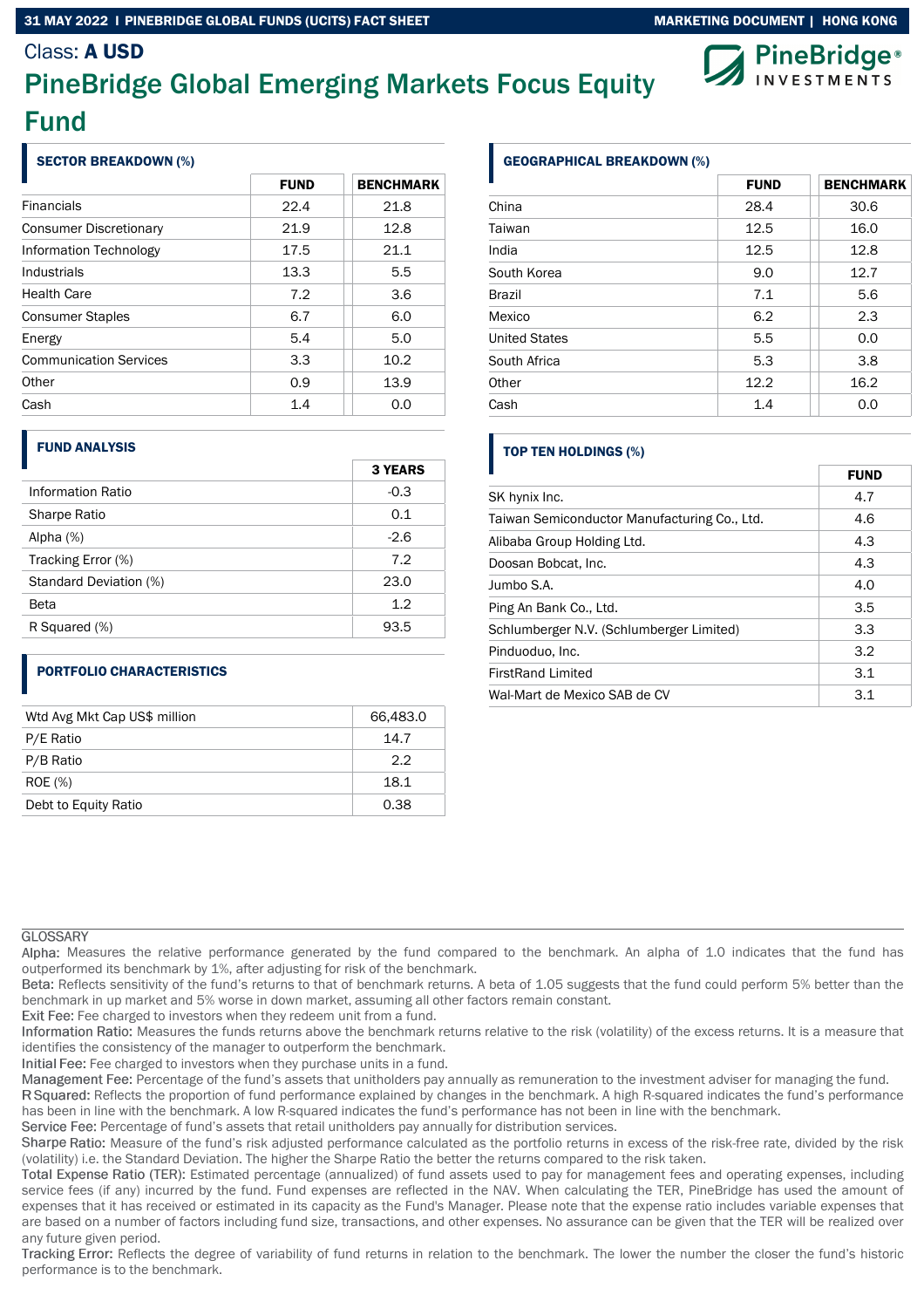Class: **A USD**

# PineBridge Global Emerging Markets Focus Equity Fund

## SECTOR BREAKDOWN (%)

| | FUND | BENCHMARK |
|---|---|---|
| Financials | 22.4 | 21.8 |
| Consumer Discretionary | 21.9 | 12.8 |
| Information Technology | 17.5 | 21.1 |
| Industrials | 13.3 | 5.5 |
| Health Care | 7.2 | 3.6 |
| Consumer Staples | 6.7 | 6.0 |
| Energy | 5.4 | 5.0 |
| Communication Services | 3.3 | 10.2 |
| Other | 0.9 | 13.9 |
| Cash | 1.4 | 0.0 |

## FUND ANALYSIS

| | 3 YEARS |
|---|---|
| Information Ratio | -0.3 |
| Sharpe Ratio | 0.1 |
| Alpha (%) | -2.6 |
| Tracking Error (%) | 7.2 |
| Standard Deviation (%) | 23.0 |
| Beta | 1.2 |
| R Squared (%) | 93.5 |

## PORTFOLIO CHARACTERISTICS

| | |
|---|---|
| Wtd Avg Mkt Cap US$ million | 66,483.0 |
| P/E Ratio | 14.7 |
| P/B Ratio | 2.2 |
| ROE (%) | 18.1 |
| Debt to Equity Ratio | 0.38 |

## GEOGRAPHICAL BREAKDOWN (%)

| | FUND | BENCHMARK |
|---|---|---|
| China | 28.4 | 30.6 |
| Taiwan | 12.5 | 16.0 |
| India | 12.5 | 12.8 |
| South Korea | 9.0 | 12.7 |
| Brazil | 7.1 | 5.6 |
| Mexico | 6.2 | 2.3 |
| United States | 5.5 | 0.0 |
| South Africa | 5.3 | 3.8 |
| Other | 12.2 | 16.2 |
| Cash | 1.4 | 0.0 |

## TOP TEN HOLDINGS (%)

| | FUND |
|---|---|
| SK hynix Inc. | 4.7 |
| Taiwan Semiconductor Manufacturing Co., Ltd. | 4.6 |
| Alibaba Group Holding Ltd. | 4.3 |
| Doosan Bobcat, Inc. | 4.3 |
| Jumbo S.A. | 4.0 |
| Ping An Bank Co., Ltd. | 3.5 |
| Schlumberger N.V. (Schlumberger Limited) | 3.3 |
| Pinduoduo, Inc. | 3.2 |
| FirstRand Limited | 3.1 |
| Wal-Mart de Mexico SAB de CV | 3.1 |

## GLOSSARY

Alpha: Measures the relative performance generated by the fund compared to the benchmark. An alpha of 1.0 indicates that the fund has outperformed its benchmark by 1%, after adjusting for risk of the benchmark.

Beta: Reflects sensitivity of the fund's returns to that of benchmark returns. A beta of 1.05 suggests that the fund could perform 5% better than the benchmark in up market and 5% worse in down market, assuming all other factors remain constant.

Exit Fee: Fee charged to investors when they redeem unit from a fund.

Information Ratio: Measures the funds returns above the benchmark returns relative to the risk (volatility) of the excess returns. It is a measure that identifies the consistency of the manager to outperform the benchmark.

Initial Fee: Fee charged to investors when they purchase units in a fund.

Management Fee: Percentage of the fund's assets that unitholders pay annually as remuneration to the investment adviser for managing the fund.

R Squared: Reflects the proportion of fund performance explained by changes in the benchmark. A high R-squared indicates the fund's performance has been in line with the benchmark. A low R-squared indicates the fund's performance has not been in line with the benchmark.

Service Fee: Percentage of fund's assets that retail unitholders pay annually for distribution services.

Sharpe Ratio: Measure of the fund's risk adjusted performance calculated as the portfolio returns in excess of the risk-free rate, divided by the risk (volatility) i.e. the Standard Deviation. The higher the Sharpe Ratio the better the returns compared to the risk taken.

Total Expense Ratio (TER): Estimated percentage (annualized) of fund assets used to pay for management fees and operating expenses, including service fees (if any) incurred by the fund. Fund expenses are reflected in the NAV. When calculating the TER, PineBridge has used the amount of expenses that it has received or estimated in its capacity as the Fund's Manager. Please note that the expense ratio includes variable expenses that are based on a number of factors including fund size, transactions, and other expenses. No assurance can be given that the TER will be realized over any future given period.

Tracking Error: Reflects the degree of variability of fund returns in relation to the benchmark. The lower the number the closer the fund's historic performance is to the benchmark.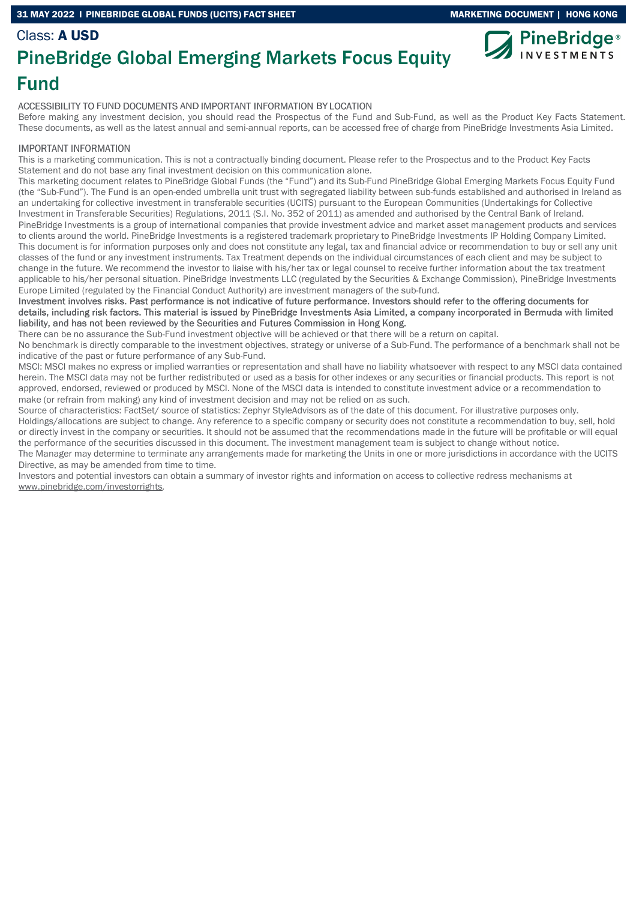Class: **A USD**

# PineBridge Global Emerging Markets Focus Equity Fund

## ACCESSIBILITY TO FUND DOCUMENTS AND IMPORTANT INFORMATION BY LOCATION

Before making any investment decision, you should read the Prospectus of the Fund and Sub-Fund, as well as the Product Key Facts Statement. These documents, as well as the latest annual and semi-annual reports, can be accessed free of charge from PineBridge Investments Asia Limited.

## IMPORTANT INFORMATION

This is a marketing communication. This is not a contractually binding document. Please refer to the Prospectus and to the Product Key Facts Statement and do not base any final investment decision on this communication alone.

This marketing document relates to PineBridge Global Funds (the "Fund") and its Sub-Fund PineBridge Global Emerging Markets Focus Equity Fund (the "Sub-Fund"). The Fund is an open-ended umbrella unit trust with segregated liability between sub-funds established and authorised in Ireland as an undertaking for collective investment in transferable securities (UCITS) pursuant to the European Communities (Undertakings for Collective Investment in Transferable Securities) Regulations, 2011 (S.I. No. 352 of 2011) as amended and authorised by the Central Bank of Ireland.

PineBridge Investments is a group of international companies that provide investment advice and market asset management products and services to clients around the world. PineBridge Investments is a registered trademark proprietary to PineBridge Investments IP Holding Company Limited.

This document is for information purposes only and does not constitute any legal, tax and financial advice or recommendation to buy or sell any unit classes of the fund or any investment instruments. Tax Treatment depends on the individual circumstances of each client and may be subject to change in the future. We recommend the investor to liaise with his/her tax or legal counsel to receive further information about the tax treatment applicable to his/her personal situation. PineBridge Investments LLC (regulated by the Securities & Exchange Commission), PineBridge Investments Europe Limited (regulated by the Financial Conduct Authority) are investment managers of the sub-fund.

**Investment involves risks. Past performance is not indicative of future performance. Investors should refer to the offering documents for details, including risk factors. This material is issued by PineBridge Investments Asia Limited, a company incorporated in Bermuda with limited liability, and has not been reviewed by the Securities and Futures Commission in Hong Kong.**

There can be no assurance the Sub-Fund investment objective will be achieved or that there will be a return on capital.

No benchmark is directly comparable to the investment objectives, strategy or universe of a Sub-Fund. The performance of a benchmark shall not be indicative of the past or future performance of any Sub-Fund.

MSCI: MSCI makes no express or implied warranties or representation and shall have no liability whatsoever with respect to any MSCI data contained herein. The MSCI data may not be further redistributed or used as a basis for other indexes or any securities or financial products. This report is not approved, endorsed, reviewed or produced by MSCI. None of the MSCI data is intended to constitute investment advice or a recommendation to make (or refrain from making) any kind of investment decision and may not be relied on as such.

Source of characteristics: FactSet/ source of statistics: Zephyr StyleAdvisors as of the date of this document. For illustrative purposes only.

Holdings/allocations are subject to change. Any reference to a specific company or security does not constitute a recommendation to buy, sell, hold or directly invest in the company or securities. It should not be assumed that the recommendations made in the future will be profitable or will equal the performance of the securities discussed in this document. The investment management team is subject to change without notice.

The Manager may determine to terminate any arrangements made for marketing the Units in one or more jurisdictions in accordance with the UCITS Directive, as may be amended from time to time.

Investors and potential investors can obtain a summary of investor rights and information on access to collective redress mechanisms at www.pinebridge.com/investorrights.